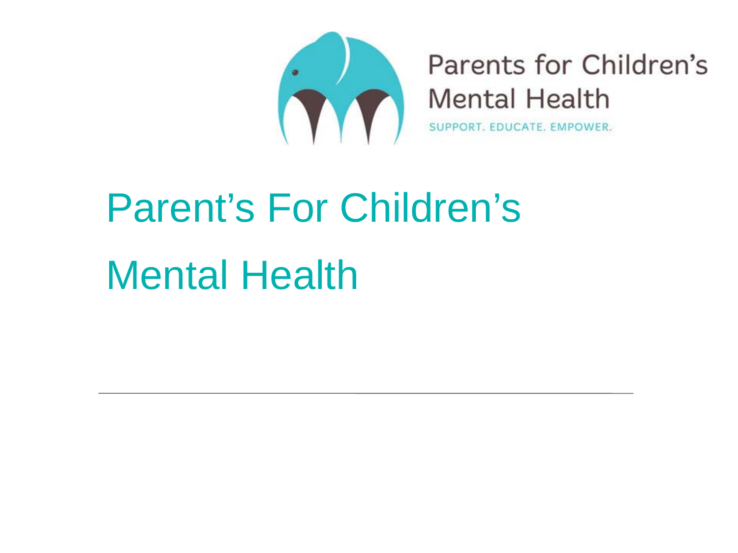Parents for Children's Mental Health

SUPPORT. EDUCATE. EMPOWER.

# Parent's For Children's Mental Health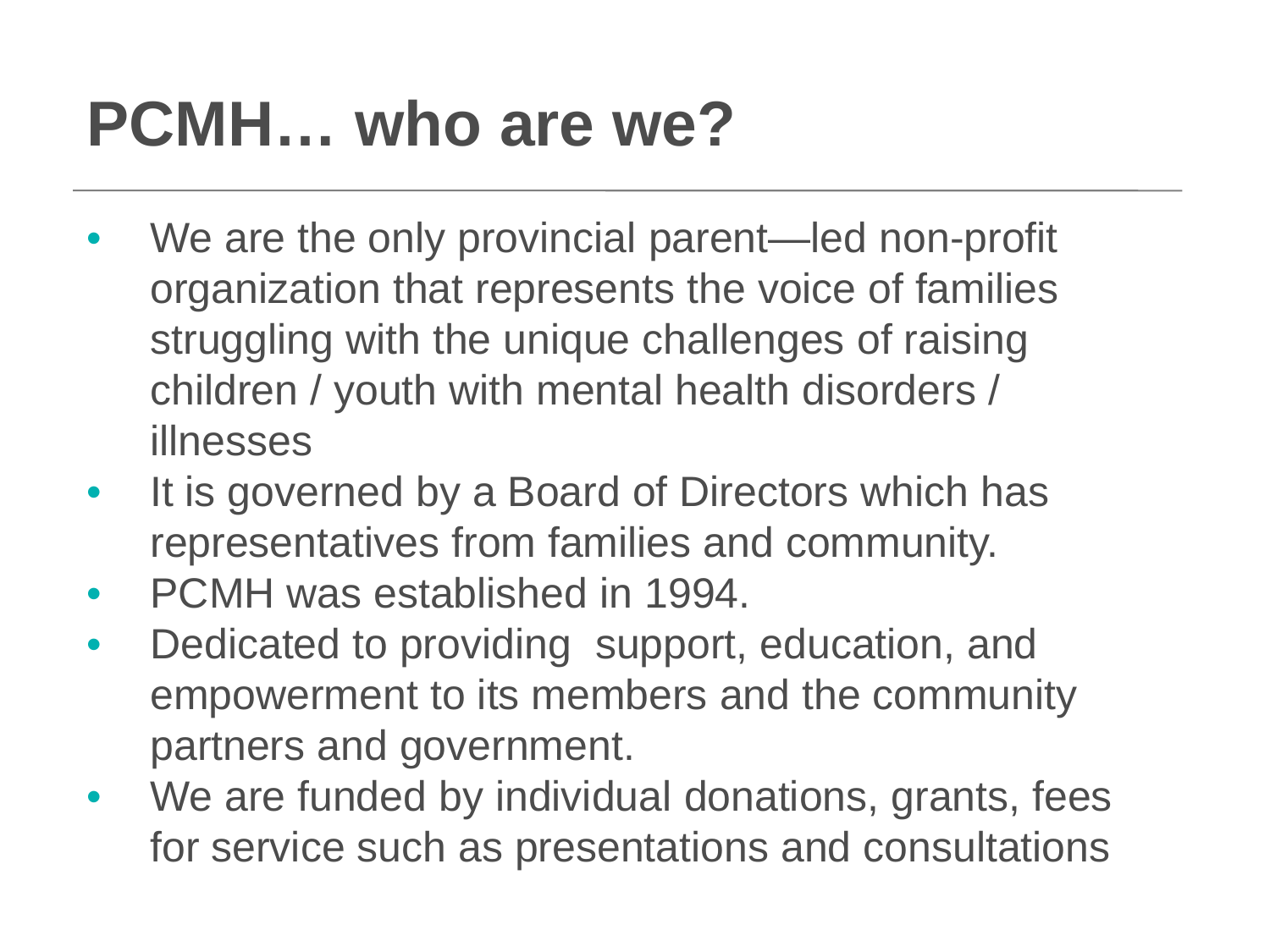# PCMH… who are we?

- We are the only provincial parent—led non-profit organization that represents the voice of families struggling with the unique challenges of raising children / youth with mental health disorders / illnesses
- It is governed by a Board of Directors which has representatives from families and community.
- PCMH was established in 1994.
- Dedicated to providing  support, education, and empowerment to its members and the community partners and government.
- We are funded by individual donations, grants, fees for service such as presentations and consultations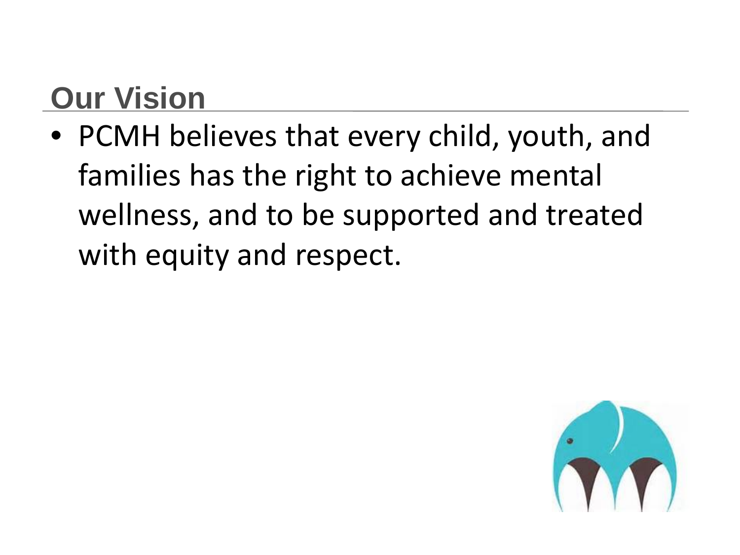## Our Vision

- PCMH believes that every child, youth, and families has the right to achieve mental wellness, and to be supported and treated with equity and respect.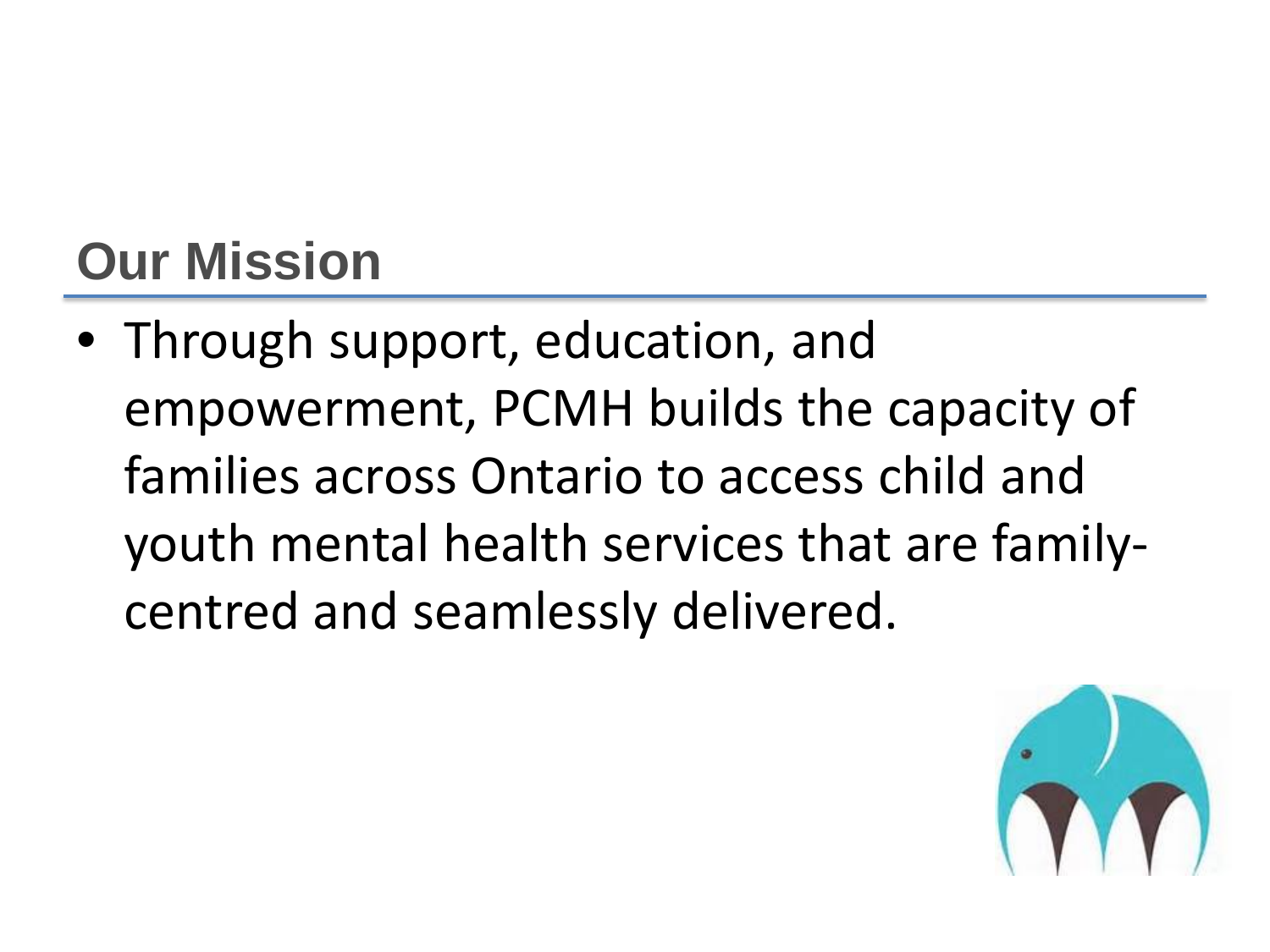## Our Mission

- Through support, education, and empowerment, PCMH builds the capacity of families across Ontario to access child and youth mental health services that are family-centred and seamlessly delivered.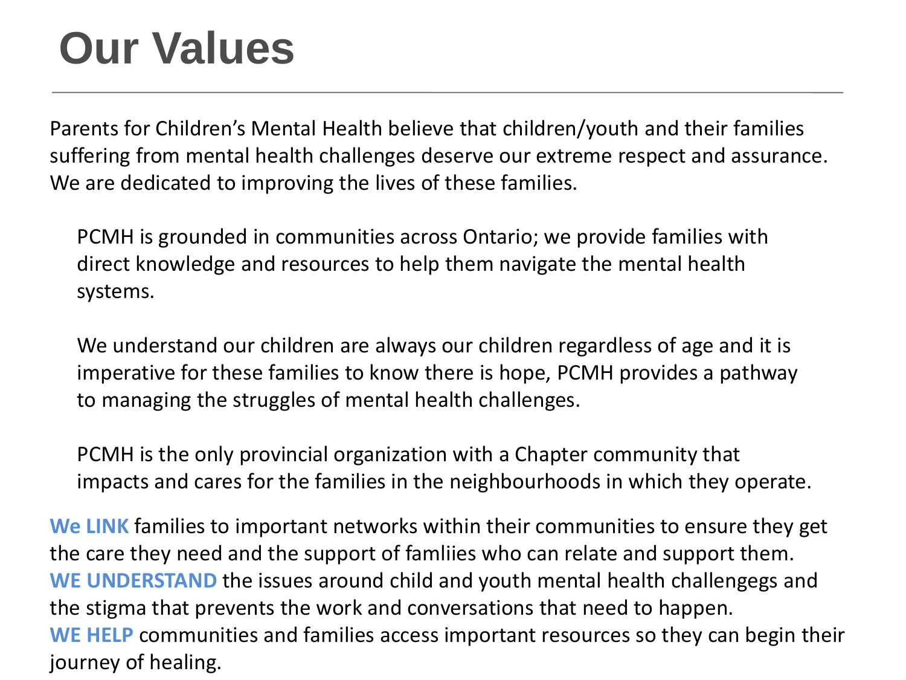# Our Values

Parents for Children's Mental Health believe that children/youth and their families suffering from mental health challenges deserve our extreme respect and assurance. We are dedicated to improving the lives of these families.

PCMH is grounded in communities across Ontario; we provide families with direct knowledge and resources to help them navigate the mental health systems.

We understand our children are always our children regardless of age and it is imperative for these families to know there is hope, PCMH provides a pathway to managing the struggles of mental health challenges.

PCMH is the only provincial organization with a Chapter community that impacts and cares for the families in the neighbourhoods in which they operate.

**We LINK** families to important networks within their communities to ensure they get the care they need and the support of famliies who can relate and support them.
**WE UNDERSTAND** the issues around child and youth mental health challengegs and the stigma that prevents the work and conversations that need to happen.
**WE HELP** communities and families access important resources so they can begin their journey of healing.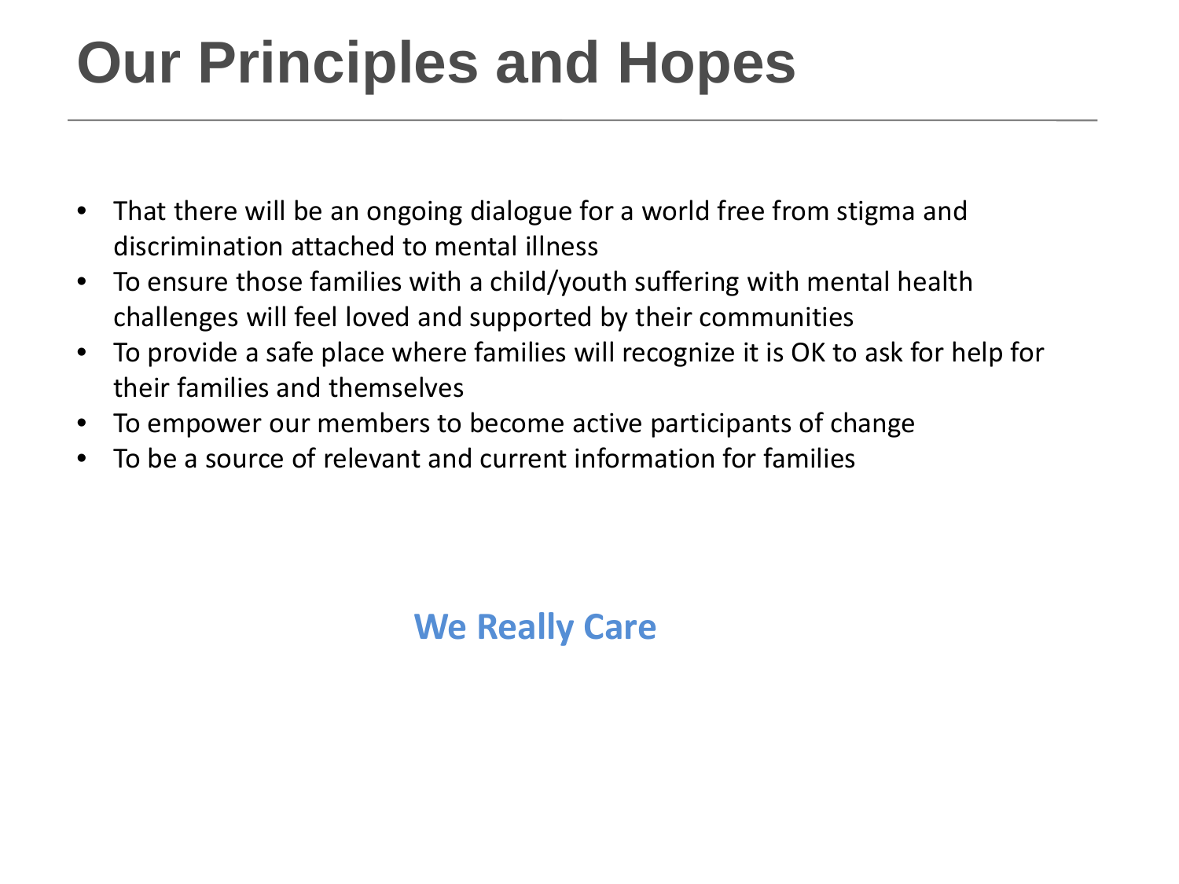# Our Principles and Hopes

- That there will be an ongoing dialogue for a world free from stigma and discrimination attached to mental illness
- To ensure those families with a child/youth suffering with mental health challenges will feel loved and supported by their communities
- To provide a safe place where families will recognize it is OK to ask for help for their families and themselves
- To empower our members to become active participants of change
- To be a source of relevant and current information for families

**We Really Care**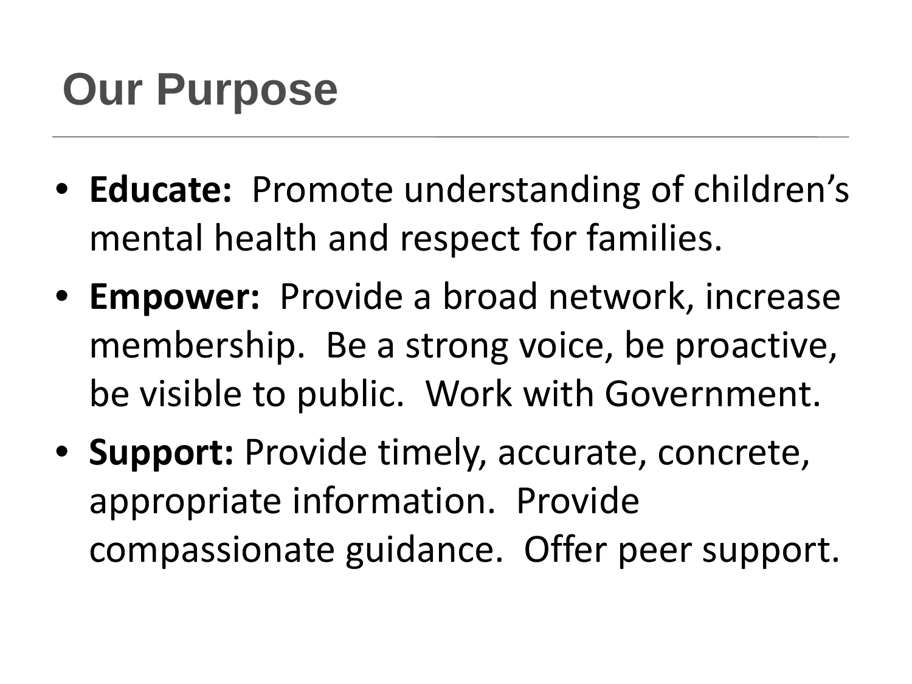# Our Purpose

- **Educate:** Promote understanding of children's mental health and respect for families.
- **Empower:** Provide a broad network, increase membership. Be a strong voice, be proactive, be visible to public. Work with Government.
- **Support:** Provide timely, accurate, concrete, appropriate information. Provide compassionate guidance. Offer peer support.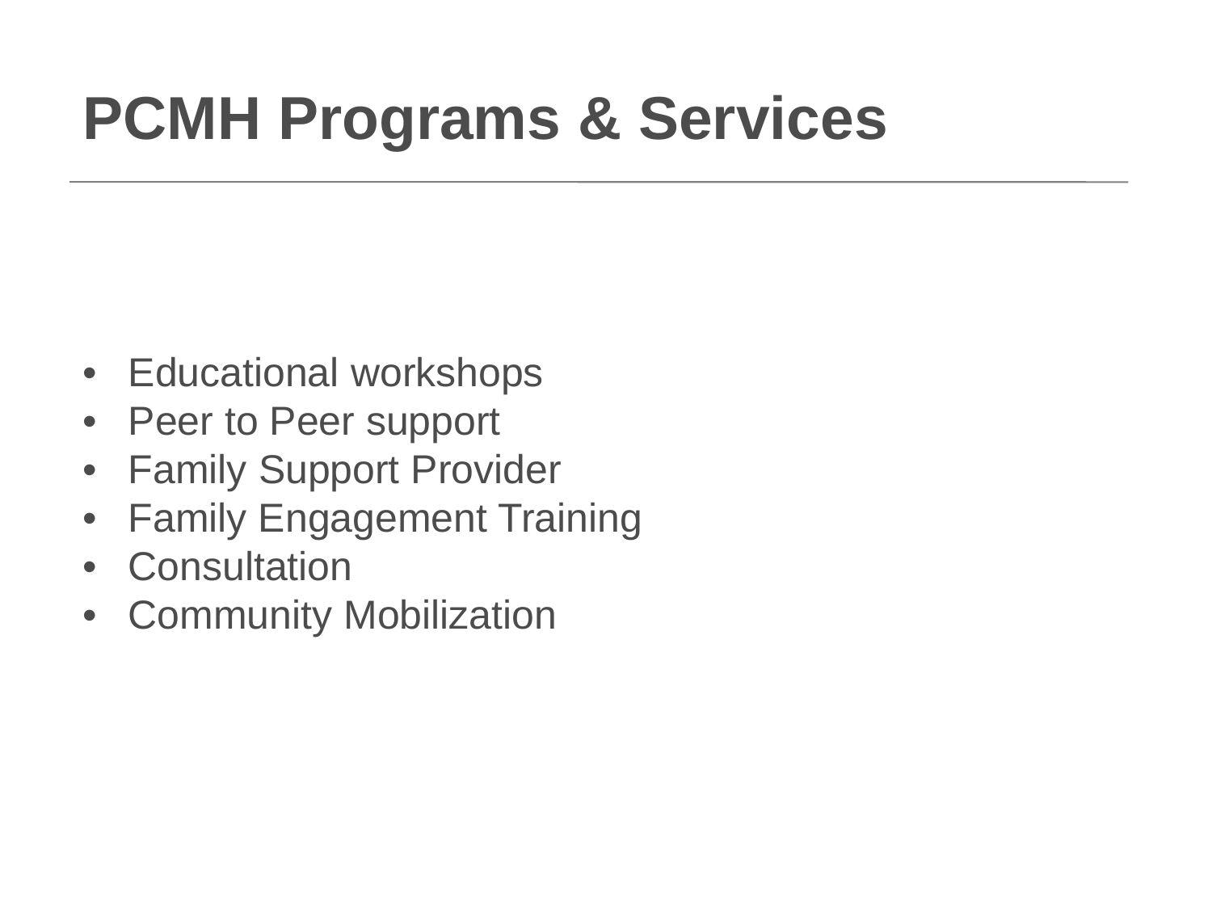# PCMH Programs & Services

- Educational workshops
- Peer to Peer support
- Family Support Provider
- Family Engagement Training
- Consultation
- Community Mobilization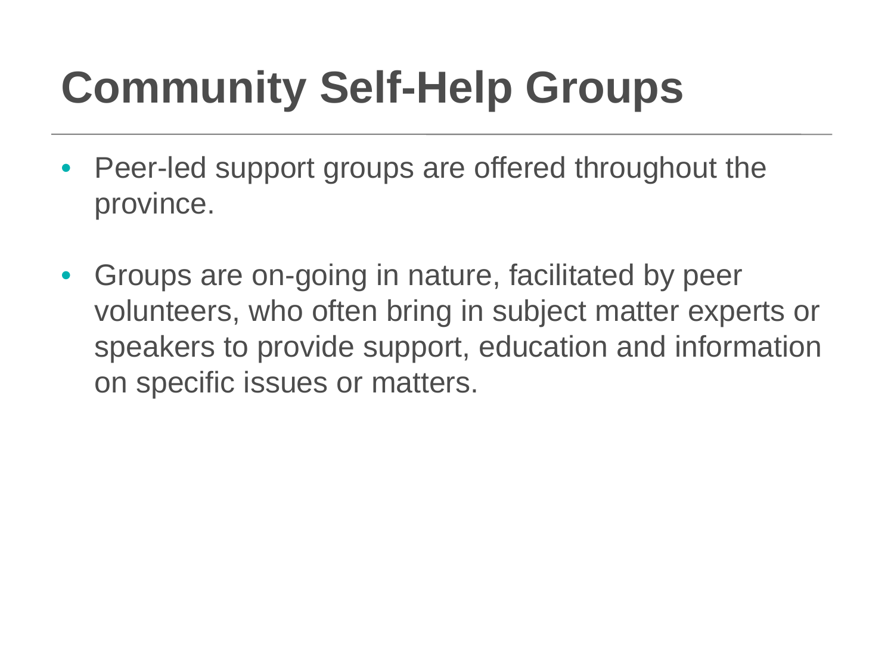# Community Self-Help Groups

- Peer-led support groups are offered throughout the province.
- Groups are on-going in nature, facilitated by peer volunteers, who often bring in subject matter experts or speakers to provide support, education and information on specific issues or matters.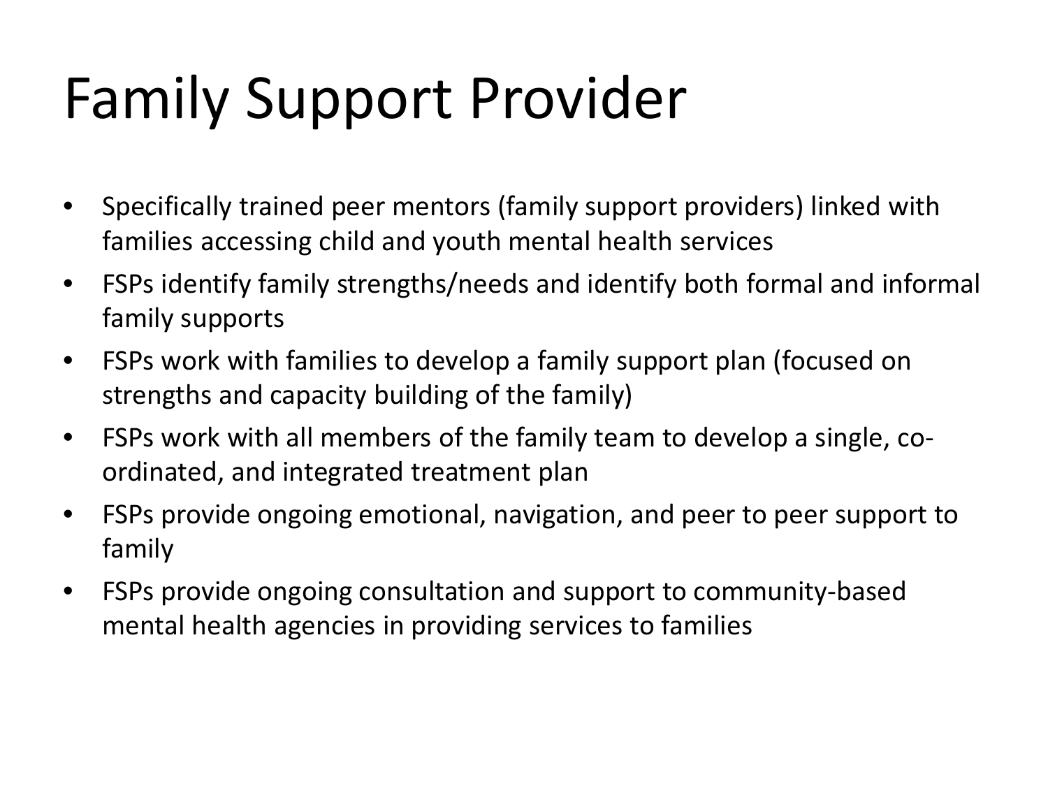# Family Support Provider

- Specifically trained peer mentors (family support providers) linked with families accessing child and youth mental health services
- FSPs identify family strengths/needs and identify both formal and informal family supports
- FSPs work with families to develop a family support plan (focused on strengths and capacity building of the family)
- FSPs work with all members of the family team to develop a single, co-ordinated, and integrated treatment plan
- FSPs provide ongoing emotional, navigation, and peer to peer support to family
- FSPs provide ongoing consultation and support to community-based mental health agencies in providing services to families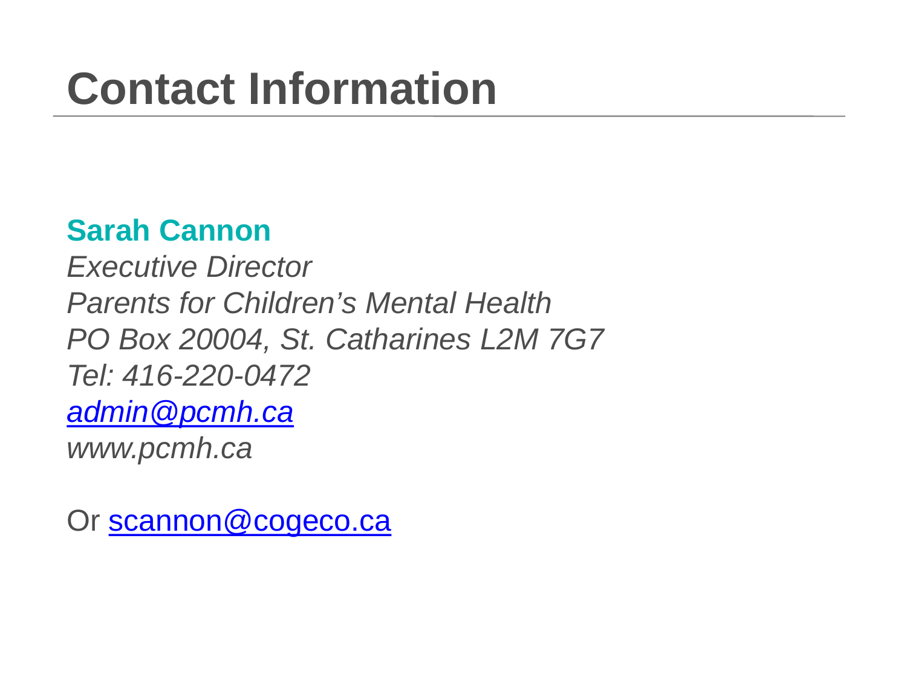# Contact Information

**Sarah Cannon**
*Executive Director*
*Parents for Children's Mental Health*
*PO Box 20004, St. Catharines L2M 7G7*
*Tel: 416-220-0472*
*admin@pcmh.ca*
*www.pcmh.ca*

Or scannon@cogeco.ca